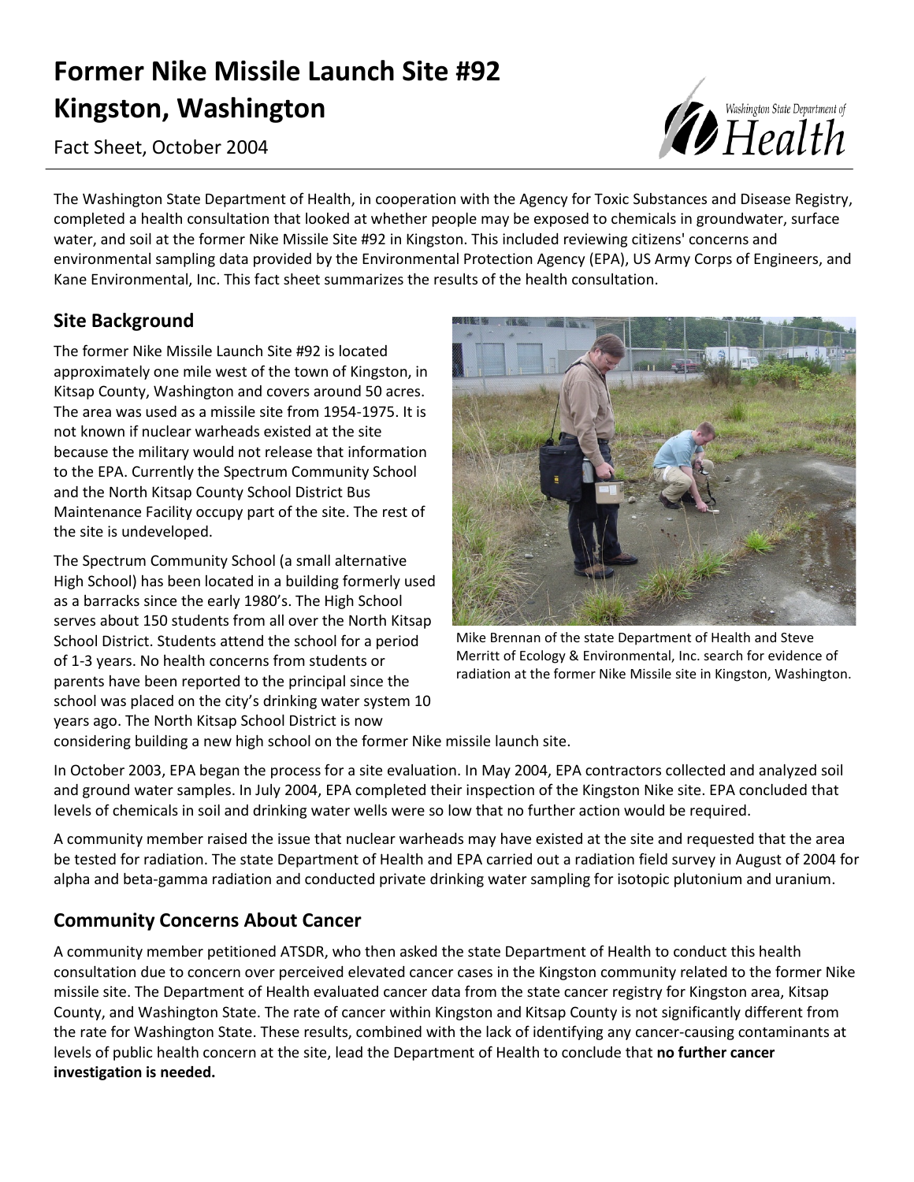# Former Nike Missile Launch Site #92
# Kingston, Washington

Fact Sheet, October 2004

The Washington State Department of Health, in cooperation with the Agency for Toxic Substances and Disease Registry, completed a health consultation that looked at whether people may be exposed to chemicals in groundwater, surface water, and soil at the former Nike Missile Site #92 in Kingston. This included reviewing citizens' concerns and environmental sampling data provided by the Environmental Protection Agency (EPA), US Army Corps of Engineers, and Kane Environmental, Inc. This fact sheet summarizes the results of the health consultation.

## Site Background

The former Nike Missile Launch Site #92 is located approximately one mile west of the town of Kingston, in Kitsap County, Washington and covers around 50 acres. The area was used as a missile site from 1954-1975. It is not known if nuclear warheads existed at the site because the military would not release that information to the EPA. Currently the Spectrum Community School and the North Kitsap County School District Bus Maintenance Facility occupy part of the site. The rest of the site is undeveloped.

The Spectrum Community School (a small alternative High School) has been located in a building formerly used as a barracks since the early 1980's. The High School serves about 150 students from all over the North Kitsap School District. Students attend the school for a period of 1-3 years. No health concerns from students or parents have been reported to the principal since the school was placed on the city's drinking water system 10 years ago. The North Kitsap School District is now considering building a new high school on the former Nike missile launch site.

Mike Brennan of the state Department of Health and Steve Merritt of Ecology & Environmental, Inc. search for evidence of radiation at the former Nike Missile site in Kingston, Washington.

In October 2003, EPA began the process for a site evaluation. In May 2004, EPA contractors collected and analyzed soil and ground water samples. In July 2004, EPA completed their inspection of the Kingston Nike site. EPA concluded that levels of chemicals in soil and drinking water wells were so low that no further action would be required.

A community member raised the issue that nuclear warheads may have existed at the site and requested that the area be tested for radiation. The state Department of Health and EPA carried out a radiation field survey in August of 2004 for alpha and beta-gamma radiation and conducted private drinking water sampling for isotopic plutonium and uranium.

## Community Concerns About Cancer

A community member petitioned ATSDR, who then asked the state Department of Health to conduct this health consultation due to concern over perceived elevated cancer cases in the Kingston community related to the former Nike missile site. The Department of Health evaluated cancer data from the state cancer registry for Kingston area, Kitsap County, and Washington State. The rate of cancer within Kingston and Kitsap County is not significantly different from the rate for Washington State. These results, combined with the lack of identifying any cancer-causing contaminants at levels of public health concern at the site, lead the Department of Health to conclude that **no further cancer investigation is needed.**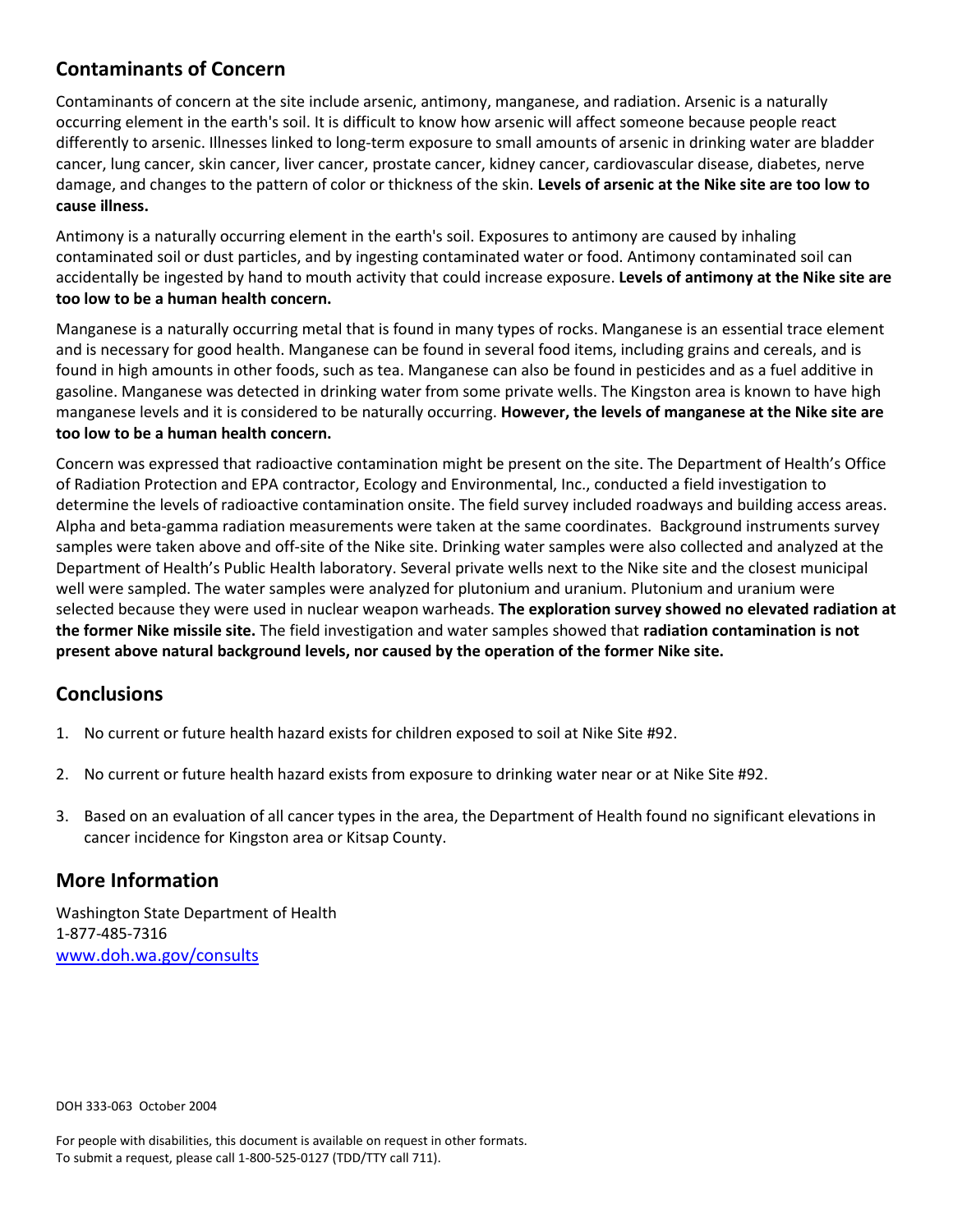## Contaminants of Concern

Contaminants of concern at the site include arsenic, antimony, manganese, and radiation. Arsenic is a naturally occurring element in the earth's soil. It is difficult to know how arsenic will affect someone because people react differently to arsenic. Illnesses linked to long-term exposure to small amounts of arsenic in drinking water are bladder cancer, lung cancer, skin cancer, liver cancer, prostate cancer, kidney cancer, cardiovascular disease, diabetes, nerve damage, and changes to the pattern of color or thickness of the skin. **Levels of arsenic at the Nike site are too low to cause illness.**

Antimony is a naturally occurring element in the earth's soil. Exposures to antimony are caused by inhaling contaminated soil or dust particles, and by ingesting contaminated water or food. Antimony contaminated soil can accidentally be ingested by hand to mouth activity that could increase exposure. **Levels of antimony at the Nike site are too low to be a human health concern.**

Manganese is a naturally occurring metal that is found in many types of rocks. Manganese is an essential trace element and is necessary for good health. Manganese can be found in several food items, including grains and cereals, and is found in high amounts in other foods, such as tea. Manganese can also be found in pesticides and as a fuel additive in gasoline. Manganese was detected in drinking water from some private wells. The Kingston area is known to have high manganese levels and it is considered to be naturally occurring. **However, the levels of manganese at the Nike site are too low to be a human health concern.**

Concern was expressed that radioactive contamination might be present on the site. The Department of Health's Office of Radiation Protection and EPA contractor, Ecology and Environmental, Inc., conducted a field investigation to determine the levels of radioactive contamination onsite. The field survey included roadways and building access areas. Alpha and beta-gamma radiation measurements were taken at the same coordinates. Background instruments survey samples were taken above and off-site of the Nike site. Drinking water samples were also collected and analyzed at the Department of Health's Public Health laboratory. Several private wells next to the Nike site and the closest municipal well were sampled. The water samples were analyzed for plutonium and uranium. Plutonium and uranium were selected because they were used in nuclear weapon warheads. **The exploration survey showed no elevated radiation at the former Nike missile site.** The field investigation and water samples showed that **radiation contamination is not present above natural background levels, nor caused by the operation of the former Nike site.**

## Conclusions

1. No current or future health hazard exists for children exposed to soil at Nike Site #92.
2. No current or future health hazard exists from exposure to drinking water near or at Nike Site #92.
3. Based on an evaluation of all cancer types in the area, the Department of Health found no significant elevations in cancer incidence for Kingston area or Kitsap County.

## More Information

Washington State Department of Health
1-877-485-7316
www.doh.wa.gov/consults

DOH 333-063 October 2004

For people with disabilities, this document is available on request in other formats.
To submit a request, please call 1-800-525-0127 (TDD/TTY call 711).